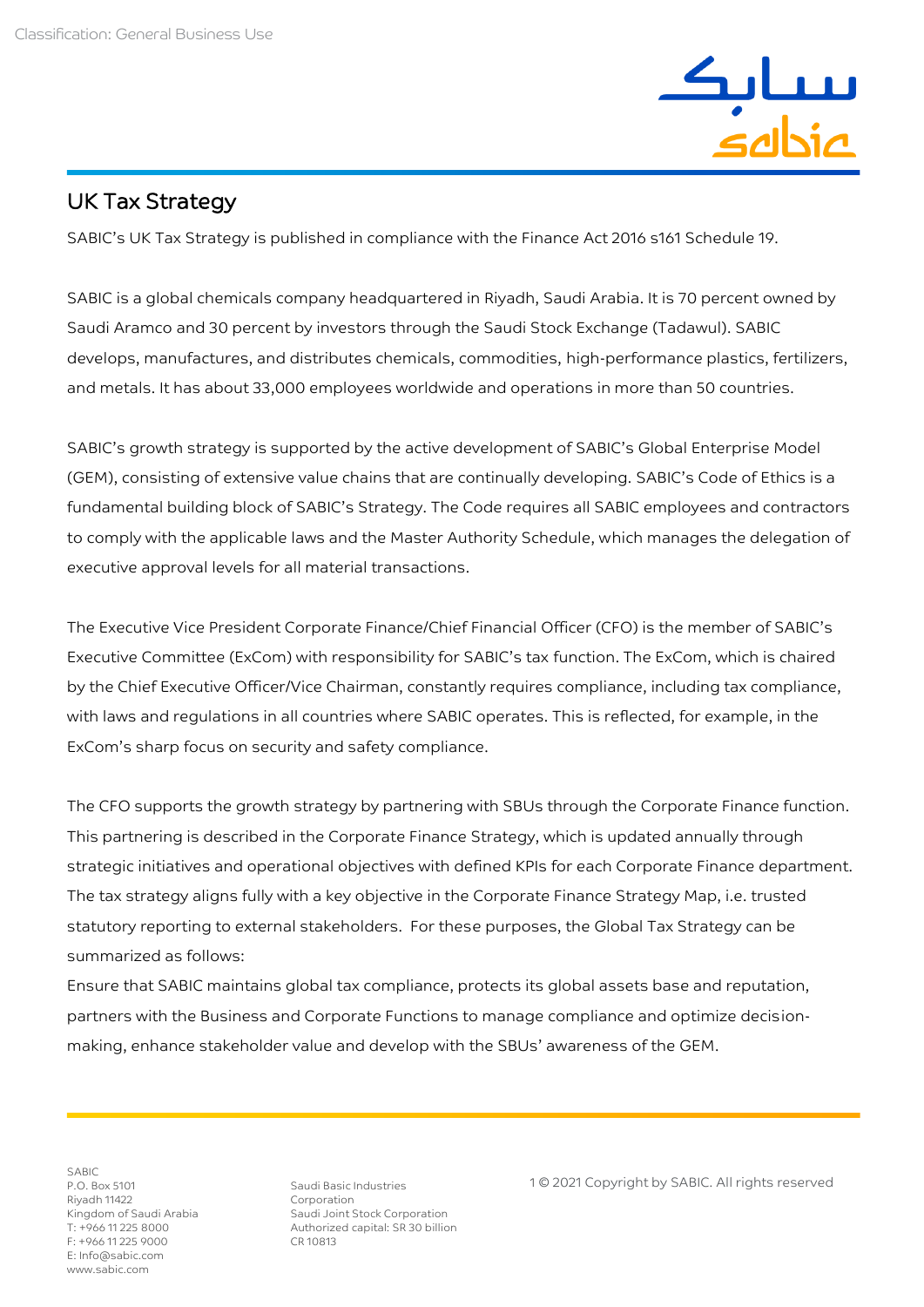# UK Tax Strategy

SABIC's UK Tax Strategy is published in compliance with the Finance Act 2016 s161 Schedule 19.

SABIC is a global chemicals company headquartered in Riyadh, Saudi Arabia. It is 70 percent owned by Saudi Aramco and 30 percent by investors through the Saudi Stock Exchange (Tadawul). SABIC develops, manufactures, and distributes chemicals, commodities, high-performance plastics, fertilizers, and metals. It has about 33,000 employees worldwide and operations in more than 50 countries.

SABIC's growth strategy is supported by the active development of SABIC's Global Enterprise Model (GEM), consisting of extensive value chains that are continually developing. SABIC's Code of Ethics is a fundamental building block of SABIC's Strategy. The Code requires all SABIC employees and contractors to comply with the applicable laws and the Master Authority Schedule, which manages the delegation of executive approval levels for all material transactions.

The Executive Vice President Corporate Finance/Chief Financial Officer (CFO) is the member of SABIC's Executive Committee (ExCom) with responsibility for SABIC's tax function. The ExCom, which is chaired by the Chief Executive Officer/Vice Chairman, constantly requires compliance, including tax compliance, with laws and regulations in all countries where SABIC operates. This is reflected, for example, in the ExCom's sharp focus on security and safety compliance.

The CFO supports the growth strategy by partnering with SBUs through the Corporate Finance function. This partnering is described in the Corporate Finance Strategy, which is updated annually through strategic initiatives and operational objectives with defined KPIs for each Corporate Finance department. The tax strategy aligns fully with a key objective in the Corporate Finance Strategy Map, i.e. trusted statutory reporting to external stakeholders. For these purposes, the Global Tax Strategy can be summarized as follows:

Ensure that SABIC maintains global tax compliance, protects its global assets base and reputation, partners with the Business and Corporate Functions to manage compliance and optimize decision-making, enhance stakeholder value and develop with the SBUs' awareness of the GEM.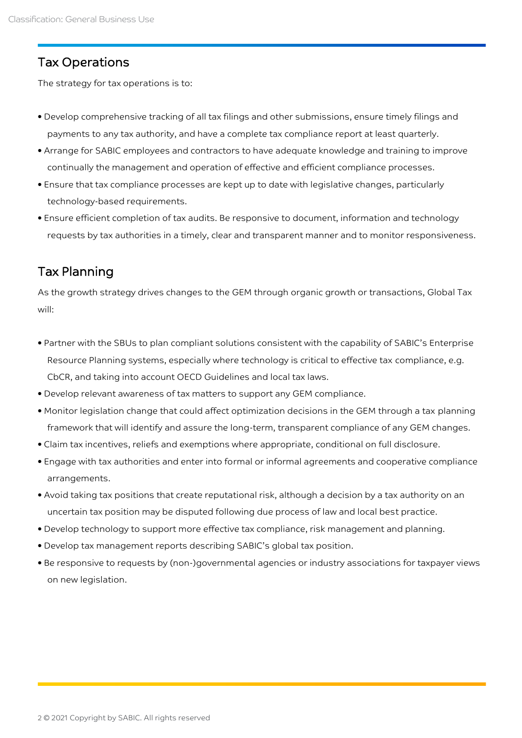## Tax Operations

The strategy for tax operations is to:

- Develop comprehensive tracking of all tax filings and other submissions, ensure timely filings and payments to any tax authority, and have a complete tax compliance report at least quarterly.
- Arrange for SABIC employees and contractors to have adequate knowledge and training to improve continually the management and operation of effective and efficient compliance processes.
- Ensure that tax compliance processes are kept up to date with legislative changes, particularly technology-based requirements.
- Ensure efficient completion of tax audits. Be responsive to document, information and technology requests by tax authorities in a timely, clear and transparent manner and to monitor responsiveness.

## Tax Planning

As the growth strategy drives changes to the GEM through organic growth or transactions, Global Tax will:

- Partner with the SBUs to plan compliant solutions consistent with the capability of SABIC's Enterprise Resource Planning systems, especially where technology is critical to effective tax compliance, e.g. CbCR, and taking into account OECD Guidelines and local tax laws.
- Develop relevant awareness of tax matters to support any GEM compliance.
- Monitor legislation change that could affect optimization decisions in the GEM through a tax planning framework that will identify and assure the long-term, transparent compliance of any GEM changes.
- Claim tax incentives, reliefs and exemptions where appropriate, conditional on full disclosure.
- Engage with tax authorities and enter into formal or informal agreements and cooperative compliance arrangements.
- Avoid taking tax positions that create reputational risk, although a decision by a tax authority on an uncertain tax position may be disputed following due process of law and local best practice.
- Develop technology to support more effective tax compliance, risk management and planning.
- Develop tax management reports describing SABIC's global tax position.
- Be responsive to requests by (non-)governmental agencies or industry associations for taxpayer views on new legislation.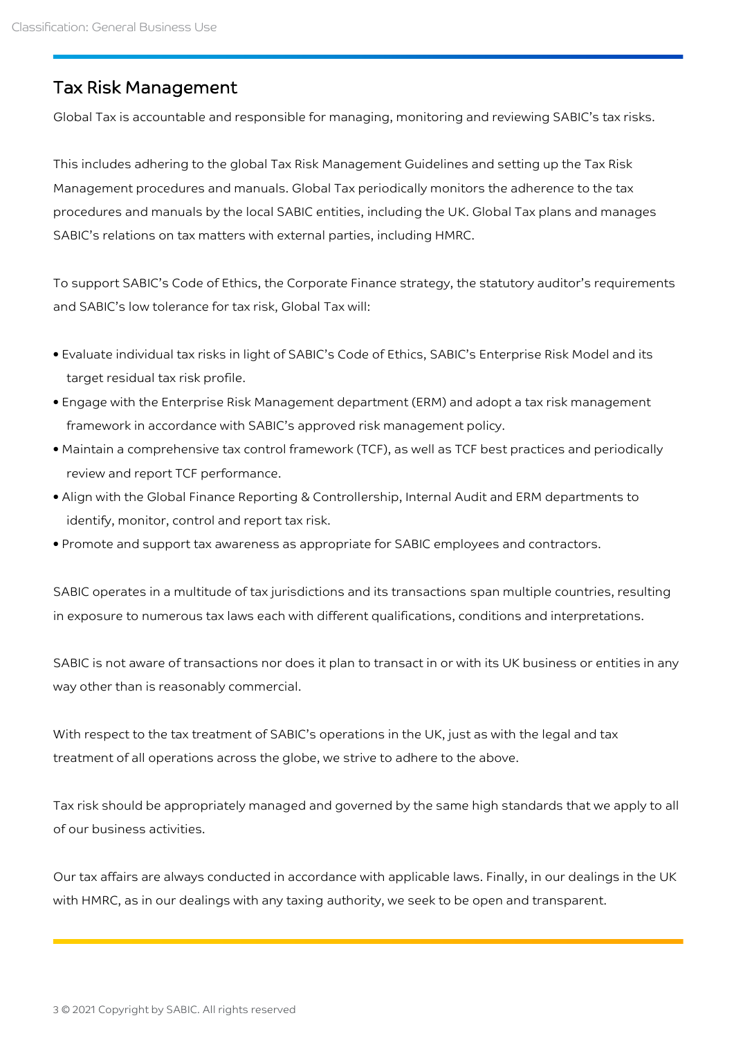## Tax Risk Management

Global Tax is accountable and responsible for managing, monitoring and reviewing SABIC's tax risks.

This includes adhering to the global Tax Risk Management Guidelines and setting up the Tax Risk Management procedures and manuals. Global Tax periodically monitors the adherence to the tax procedures and manuals by the local SABIC entities, including the UK. Global Tax plans and manages SABIC's relations on tax matters with external parties, including HMRC.

To support SABIC's Code of Ethics, the Corporate Finance strategy, the statutory auditor's requirements and SABIC's low tolerance for tax risk, Global Tax will:

- Evaluate individual tax risks in light of SABIC's Code of Ethics, SABIC's Enterprise Risk Model and its target residual tax risk profile.
- Engage with the Enterprise Risk Management department (ERM) and adopt a tax risk management framework in accordance with SABIC's approved risk management policy.
- Maintain a comprehensive tax control framework (TCF), as well as TCF best practices and periodically review and report TCF performance.
- Align with the Global Finance Reporting & Controllership, Internal Audit and ERM departments to identify, monitor, control and report tax risk.
- Promote and support tax awareness as appropriate for SABIC employees and contractors.

SABIC operates in a multitude of tax jurisdictions and its transactions span multiple countries, resulting in exposure to numerous tax laws each with different qualifications, conditions and interpretations.

SABIC is not aware of transactions nor does it plan to transact in or with its UK business or entities in any way other than is reasonably commercial.

With respect to the tax treatment of SABIC's operations in the UK, just as with the legal and tax treatment of all operations across the globe, we strive to adhere to the above.

Tax risk should be appropriately managed and governed by the same high standards that we apply to all of our business activities.

Our tax affairs are always conducted in accordance with applicable laws. Finally, in our dealings in the UK with HMRC, as in our dealings with any taxing authority, we seek to be open and transparent.